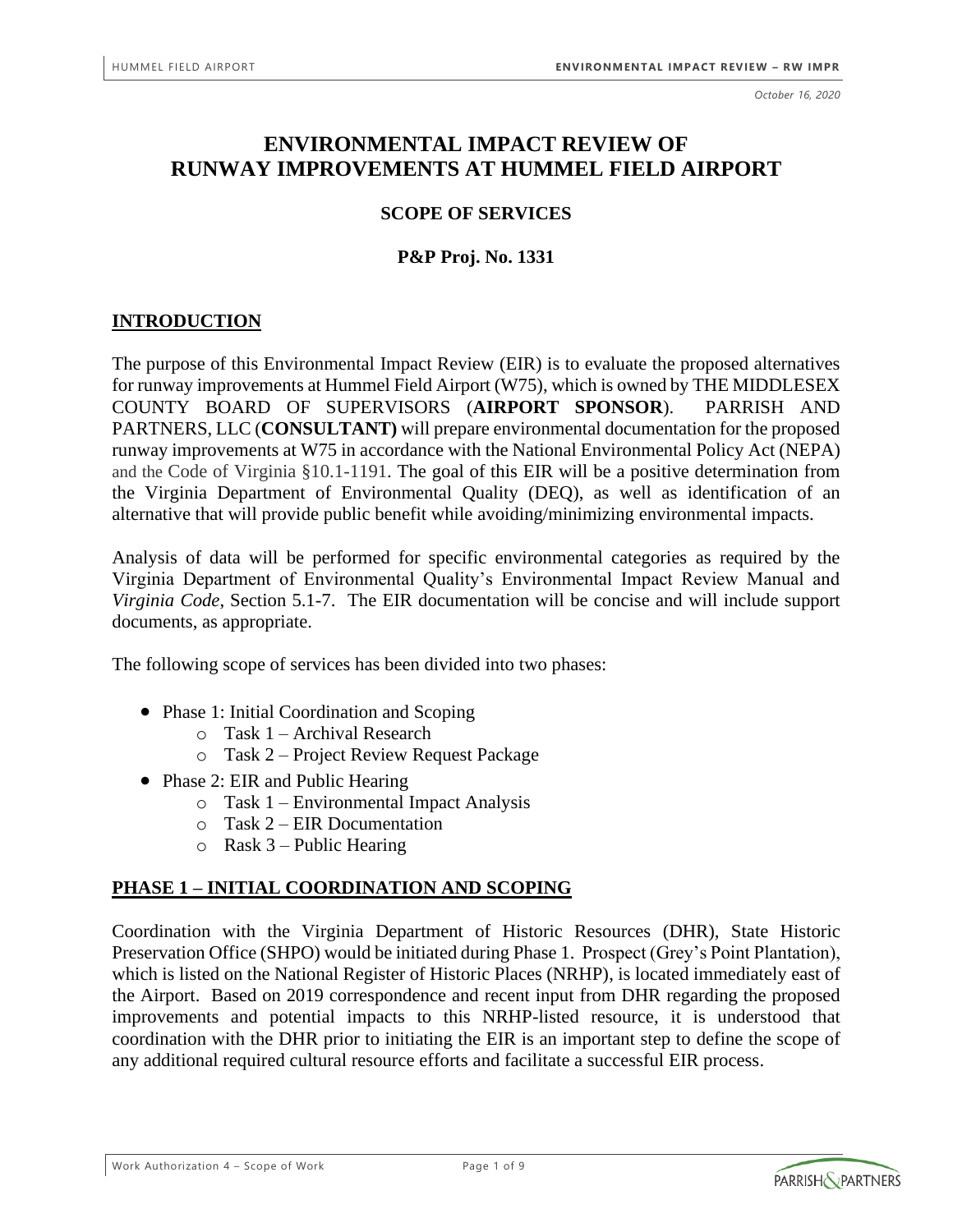*October 16, 2020*

# ENVIRONMENTAL IMPACT REVIEW OF RUNWAY IMPROVEMENTS AT HUMMEL FIELD AIRPORT

## SCOPE OF SERVICES

## P&P Proj. No. 1331

## INTRODUCTION

The purpose of this Environmental Impact Review (EIR) is to evaluate the proposed alternatives for runway improvements at Hummel Field Airport (W75), which is owned by THE MIDDLESEX COUNTY BOARD OF SUPERVISORS (**AIRPORT SPONSOR**). PARRISH AND PARTNERS, LLC (**CONSULTANT)** will prepare environmental documentation for the proposed runway improvements at W75 in accordance with the National Environmental Policy Act (NEPA) and the Code of Virginia §10.1-1191. The goal of this EIR will be a positive determination from the Virginia Department of Environmental Quality (DEQ), as well as identification of an alternative that will provide public benefit while avoiding/minimizing environmental impacts.

Analysis of data will be performed for specific environmental categories as required by the Virginia Department of Environmental Quality's Environmental Impact Review Manual and *Virginia Code*, Section 5.1-7. The EIR documentation will be concise and will include support documents, as appropriate.

The following scope of services has been divided into two phases:

- Phase 1: Initial Coordination and Scoping
  - Task 1 – Archival Research
  - Task 2 – Project Review Request Package
- Phase 2: EIR and Public Hearing
  - Task 1 – Environmental Impact Analysis
  - Task 2 – EIR Documentation
  - Rask 3 – Public Hearing

## PHASE 1 – INITIAL COORDINATION AND SCOPING

Coordination with the Virginia Department of Historic Resources (DHR), State Historic Preservation Office (SHPO) would be initiated during Phase 1. Prospect (Grey's Point Plantation), which is listed on the National Register of Historic Places (NRHP), is located immediately east of the Airport. Based on 2019 correspondence and recent input from DHR regarding the proposed improvements and potential impacts to this NRHP-listed resource, it is understood that coordination with the DHR prior to initiating the EIR is an important step to define the scope of any additional required cultural resource efforts and facilitate a successful EIR process.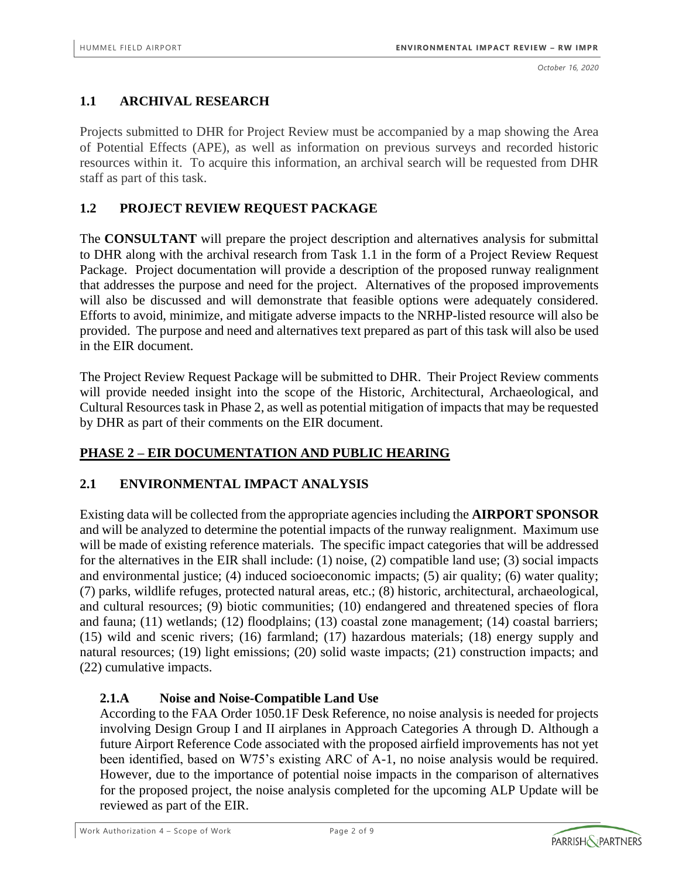## 1.1 ARCHIVAL RESEARCH

Projects submitted to DHR for Project Review must be accompanied by a map showing the Area of Potential Effects (APE), as well as information on previous surveys and recorded historic resources within it. To acquire this information, an archival search will be requested from DHR staff as part of this task.

## 1.2 PROJECT REVIEW REQUEST PACKAGE

The **CONSULTANT** will prepare the project description and alternatives analysis for submittal to DHR along with the archival research from Task 1.1 in the form of a Project Review Request Package. Project documentation will provide a description of the proposed runway realignment that addresses the purpose and need for the project. Alternatives of the proposed improvements will also be discussed and will demonstrate that feasible options were adequately considered. Efforts to avoid, minimize, and mitigate adverse impacts to the NRHP-listed resource will also be provided. The purpose and need and alternatives text prepared as part of this task will also be used in the EIR document.

The Project Review Request Package will be submitted to DHR. Their Project Review comments will provide needed insight into the scope of the Historic, Architectural, Archaeological, and Cultural Resources task in Phase 2, as well as potential mitigation of impacts that may be requested by DHR as part of their comments on the EIR document.

## PHASE 2 – EIR DOCUMENTATION AND PUBLIC HEARING

## 2.1 ENVIRONMENTAL IMPACT ANALYSIS

Existing data will be collected from the appropriate agencies including the **AIRPORT SPONSOR** and will be analyzed to determine the potential impacts of the runway realignment. Maximum use will be made of existing reference materials. The specific impact categories that will be addressed for the alternatives in the EIR shall include: (1) noise, (2) compatible land use; (3) social impacts and environmental justice; (4) induced socioeconomic impacts; (5) air quality; (6) water quality; (7) parks, wildlife refuges, protected natural areas, etc.; (8) historic, architectural, archaeological, and cultural resources; (9) biotic communities; (10) endangered and threatened species of flora and fauna; (11) wetlands; (12) floodplains; (13) coastal zone management; (14) coastal barriers; (15) wild and scenic rivers; (16) farmland; (17) hazardous materials; (18) energy supply and natural resources; (19) light emissions; (20) solid waste impacts; (21) construction impacts; and (22) cumulative impacts.

### 2.1.A Noise and Noise-Compatible Land Use

According to the FAA Order 1050.1F Desk Reference, no noise analysis is needed for projects involving Design Group I and II airplanes in Approach Categories A through D. Although a future Airport Reference Code associated with the proposed airfield improvements has not yet been identified, based on W75's existing ARC of A-1, no noise analysis would be required. However, due to the importance of potential noise impacts in the comparison of alternatives for the proposed project, the noise analysis completed for the upcoming ALP Update will be reviewed as part of the EIR.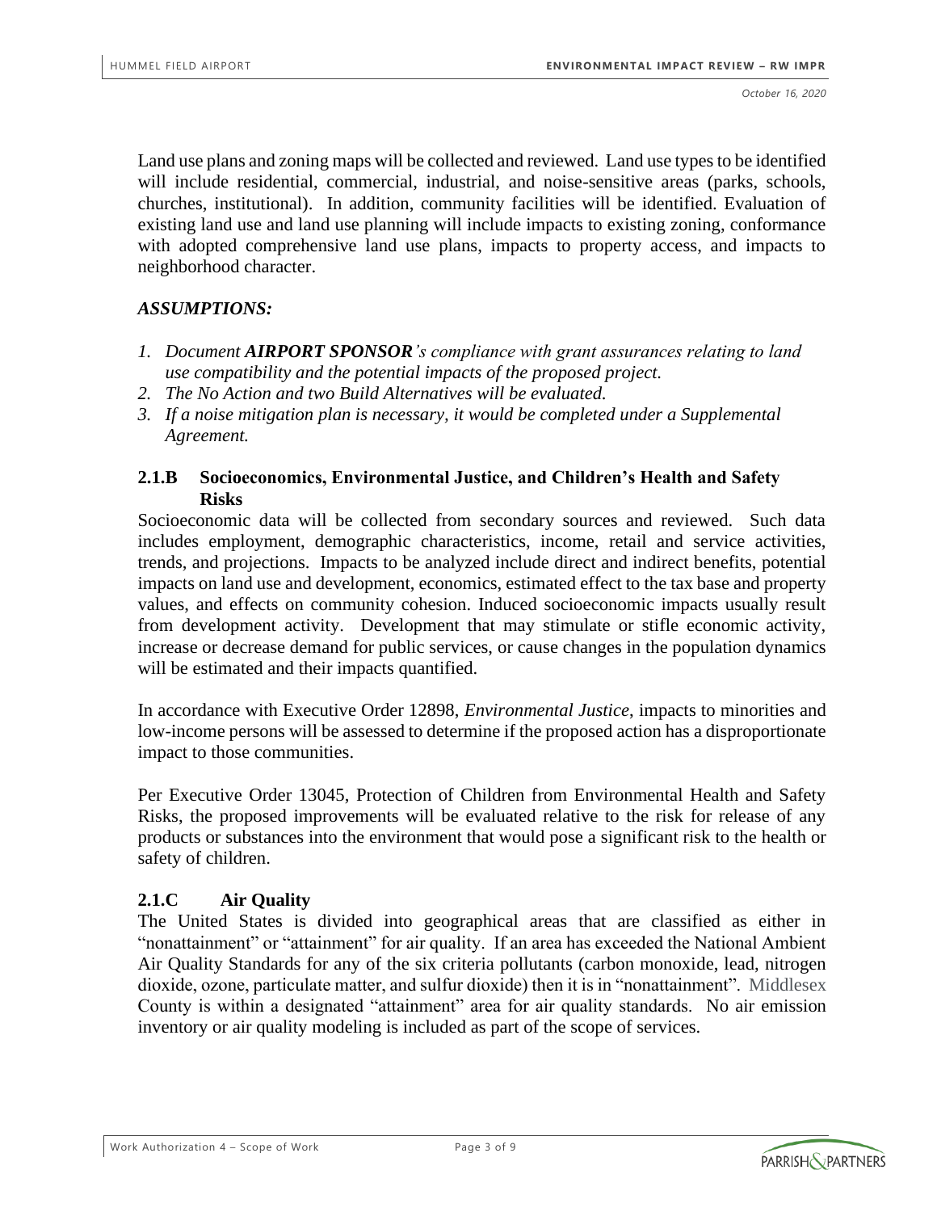Land use plans and zoning maps will be collected and reviewed. Land use types to be identified will include residential, commercial, industrial, and noise-sensitive areas (parks, schools, churches, institutional). In addition, community facilities will be identified. Evaluation of existing land use and land use planning will include impacts to existing zoning, conformance with adopted comprehensive land use plans, impacts to property access, and impacts to neighborhood character.

***ASSUMPTIONS:***

1. *Document **AIRPORT SPONSOR**'s compliance with grant assurances relating to land use compatibility and the potential impacts of the proposed project.*
2. *The No Action and two Build Alternatives will be evaluated.*
3. *If a noise mitigation plan is necessary, it would be completed under a Supplemental Agreement.*

### 2.1.B Socioeconomics, Environmental Justice, and Children's Health and Safety Risks

Socioeconomic data will be collected from secondary sources and reviewed. Such data includes employment, demographic characteristics, income, retail and service activities, trends, and projections. Impacts to be analyzed include direct and indirect benefits, potential impacts on land use and development, economics, estimated effect to the tax base and property values, and effects on community cohesion. Induced socioeconomic impacts usually result from development activity. Development that may stimulate or stifle economic activity, increase or decrease demand for public services, or cause changes in the population dynamics will be estimated and their impacts quantified.

In accordance with Executive Order 12898, *Environmental Justice*, impacts to minorities and low-income persons will be assessed to determine if the proposed action has a disproportionate impact to those communities.

Per Executive Order 13045, Protection of Children from Environmental Health and Safety Risks, the proposed improvements will be evaluated relative to the risk for release of any products or substances into the environment that would pose a significant risk to the health or safety of children.

### 2.1.C Air Quality

The United States is divided into geographical areas that are classified as either in "nonattainment" or "attainment" for air quality. If an area has exceeded the National Ambient Air Quality Standards for any of the six criteria pollutants (carbon monoxide, lead, nitrogen dioxide, ozone, particulate matter, and sulfur dioxide) then it is in "nonattainment". Middlesex County is within a designated "attainment" area for air quality standards. No air emission inventory or air quality modeling is included as part of the scope of services.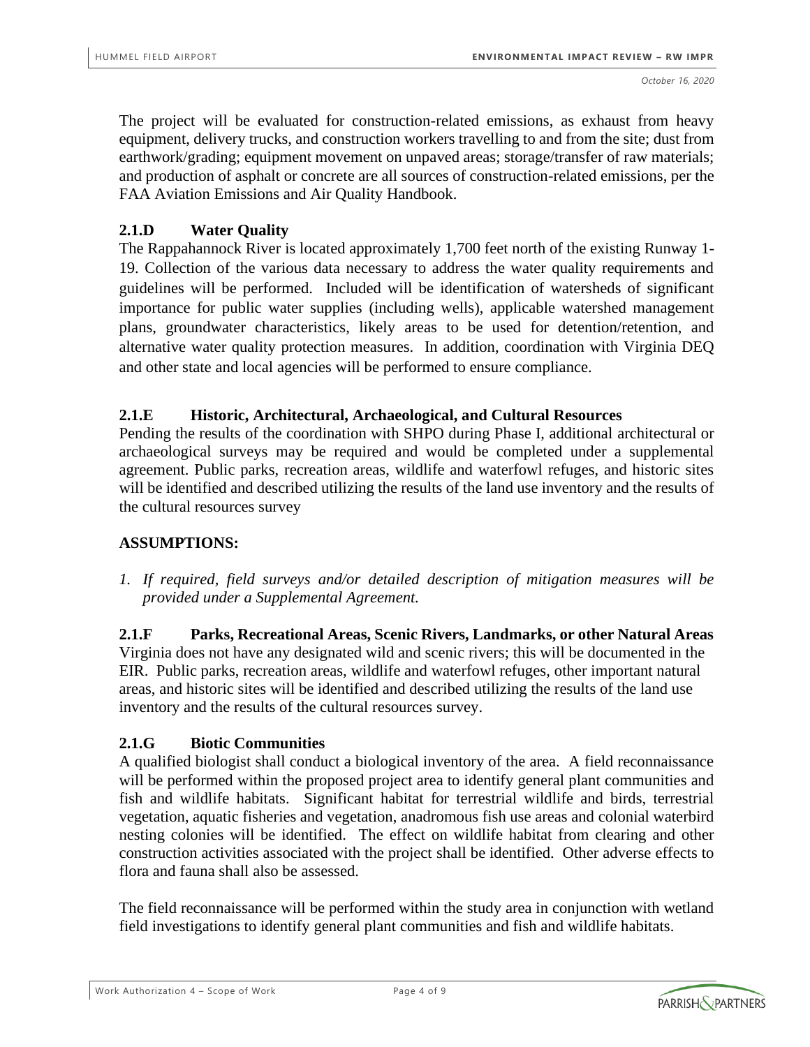The project will be evaluated for construction-related emissions, as exhaust from heavy equipment, delivery trucks, and construction workers travelling to and from the site; dust from earthwork/grading; equipment movement on unpaved areas; storage/transfer of raw materials; and production of asphalt or concrete are all sources of construction-related emissions, per the FAA Aviation Emissions and Air Quality Handbook.

### 2.1.D Water Quality

The Rappahannock River is located approximately 1,700 feet north of the existing Runway 1-19. Collection of the various data necessary to address the water quality requirements and guidelines will be performed. Included will be identification of watersheds of significant importance for public water supplies (including wells), applicable watershed management plans, groundwater characteristics, likely areas to be used for detention/retention, and alternative water quality protection measures. In addition, coordination with Virginia DEQ and other state and local agencies will be performed to ensure compliance.

### 2.1.E Historic, Architectural, Archaeological, and Cultural Resources

Pending the results of the coordination with SHPO during Phase I, additional architectural or archaeological surveys may be required and would be completed under a supplemental agreement. Public parks, recreation areas, wildlife and waterfowl refuges, and historic sites will be identified and described utilizing the results of the land use inventory and the results of the cultural resources survey

**ASSUMPTIONS:**

1. *If required, field surveys and/or detailed description of mitigation measures will be provided under a Supplemental Agreement.*

### 2.1.F Parks, Recreational Areas, Scenic Rivers, Landmarks, or other Natural Areas

Virginia does not have any designated wild and scenic rivers; this will be documented in the EIR. Public parks, recreation areas, wildlife and waterfowl refuges, other important natural areas, and historic sites will be identified and described utilizing the results of the land use inventory and the results of the cultural resources survey.

### 2.1.G Biotic Communities

A qualified biologist shall conduct a biological inventory of the area. A field reconnaissance will be performed within the proposed project area to identify general plant communities and fish and wildlife habitats. Significant habitat for terrestrial wildlife and birds, terrestrial vegetation, aquatic fisheries and vegetation, anadromous fish use areas and colonial waterbird nesting colonies will be identified. The effect on wildlife habitat from clearing and other construction activities associated with the project shall be identified. Other adverse effects to flora and fauna shall also be assessed.

The field reconnaissance will be performed within the study area in conjunction with wetland field investigations to identify general plant communities and fish and wildlife habitats.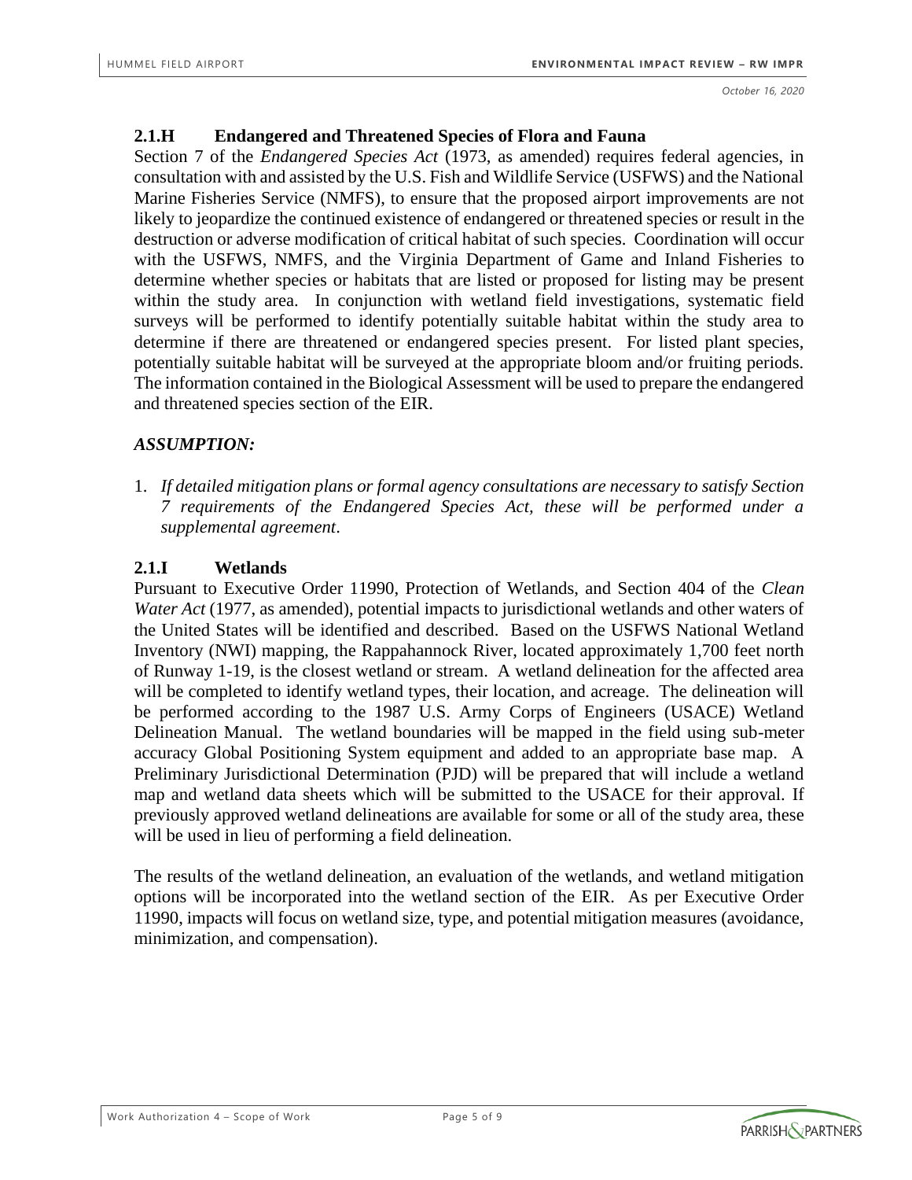## 2.1.H Endangered and Threatened Species of Flora and Fauna

Section 7 of the *Endangered Species Act* (1973, as amended) requires federal agencies, in consultation with and assisted by the U.S. Fish and Wildlife Service (USFWS) and the National Marine Fisheries Service (NMFS), to ensure that the proposed airport improvements are not likely to jeopardize the continued existence of endangered or threatened species or result in the destruction or adverse modification of critical habitat of such species. Coordination will occur with the USFWS, NMFS, and the Virginia Department of Game and Inland Fisheries to determine whether species or habitats that are listed or proposed for listing may be present within the study area. In conjunction with wetland field investigations, systematic field surveys will be performed to identify potentially suitable habitat within the study area to determine if there are threatened or endangered species present. For listed plant species, potentially suitable habitat will be surveyed at the appropriate bloom and/or fruiting periods. The information contained in the Biological Assessment will be used to prepare the endangered and threatened species section of the EIR.

### *ASSUMPTION:*

1. *If detailed mitigation plans or formal agency consultations are necessary to satisfy Section 7 requirements of the Endangered Species Act, these will be performed under a supplemental agreement*.

## 2.1.I Wetlands

Pursuant to Executive Order 11990, Protection of Wetlands, and Section 404 of the *Clean Water Act* (1977, as amended), potential impacts to jurisdictional wetlands and other waters of the United States will be identified and described. Based on the USFWS National Wetland Inventory (NWI) mapping, the Rappahannock River, located approximately 1,700 feet north of Runway 1-19, is the closest wetland or stream. A wetland delineation for the affected area will be completed to identify wetland types, their location, and acreage. The delineation will be performed according to the 1987 U.S. Army Corps of Engineers (USACE) Wetland Delineation Manual. The wetland boundaries will be mapped in the field using sub-meter accuracy Global Positioning System equipment and added to an appropriate base map. A Preliminary Jurisdictional Determination (PJD) will be prepared that will include a wetland map and wetland data sheets which will be submitted to the USACE for their approval. If previously approved wetland delineations are available for some or all of the study area, these will be used in lieu of performing a field delineation.

The results of the wetland delineation, an evaluation of the wetlands, and wetland mitigation options will be incorporated into the wetland section of the EIR. As per Executive Order 11990, impacts will focus on wetland size, type, and potential mitigation measures (avoidance, minimization, and compensation).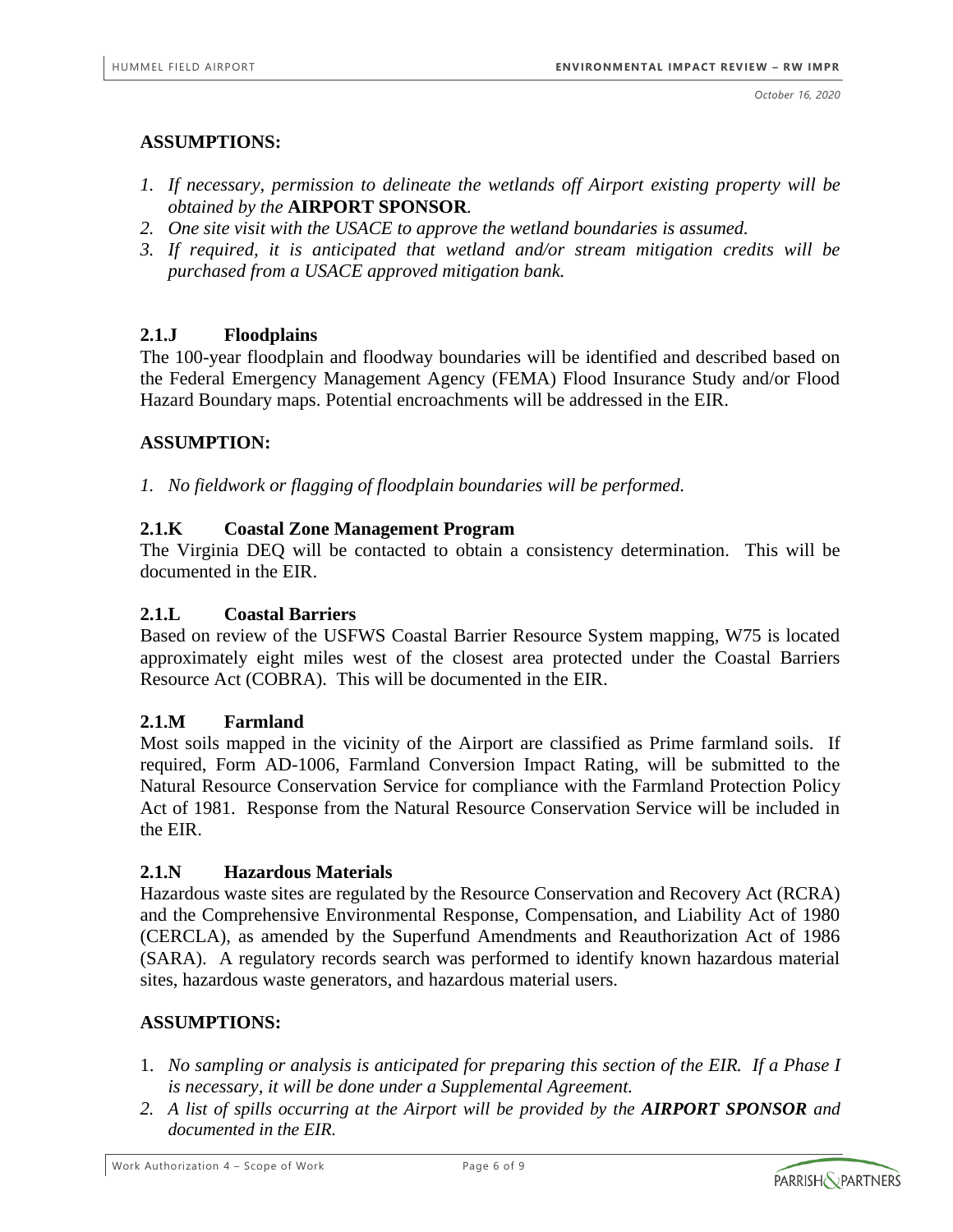**ASSUMPTIONS:**

1. *If necessary, permission to delineate the wetlands off Airport existing property will be obtained by the* **AIRPORT SPONSOR***.*
2. *One site visit with the USACE to approve the wetland boundaries is assumed.*
3. *If required, it is anticipated that wetland and/or stream mitigation credits will be purchased from a USACE approved mitigation bank.*

### 2.1.J Floodplains

The 100-year floodplain and floodway boundaries will be identified and described based on the Federal Emergency Management Agency (FEMA) Flood Insurance Study and/or Flood Hazard Boundary maps. Potential encroachments will be addressed in the EIR.

**ASSUMPTION:**

1. *No fieldwork or flagging of floodplain boundaries will be performed.*

### 2.1.K Coastal Zone Management Program

The Virginia DEQ will be contacted to obtain a consistency determination. This will be documented in the EIR.

### 2.1.L Coastal Barriers

Based on review of the USFWS Coastal Barrier Resource System mapping, W75 is located approximately eight miles west of the closest area protected under the Coastal Barriers Resource Act (COBRA). This will be documented in the EIR.

### 2.1.M Farmland

Most soils mapped in the vicinity of the Airport are classified as Prime farmland soils. If required, Form AD-1006, Farmland Conversion Impact Rating, will be submitted to the Natural Resource Conservation Service for compliance with the Farmland Protection Policy Act of 1981. Response from the Natural Resource Conservation Service will be included in the EIR.

### 2.1.N Hazardous Materials

Hazardous waste sites are regulated by the Resource Conservation and Recovery Act (RCRA) and the Comprehensive Environmental Response, Compensation, and Liability Act of 1980 (CERCLA), as amended by the Superfund Amendments and Reauthorization Act of 1986 (SARA). A regulatory records search was performed to identify known hazardous material sites, hazardous waste generators, and hazardous material users.

**ASSUMPTIONS:**

1. *No sampling or analysis is anticipated for preparing this section of the EIR. If a Phase I is necessary, it will be done under a Supplemental Agreement.*
2. *A list of spills occurring at the Airport will be provided by the* ***AIRPORT SPONSOR*** *and documented in the EIR.*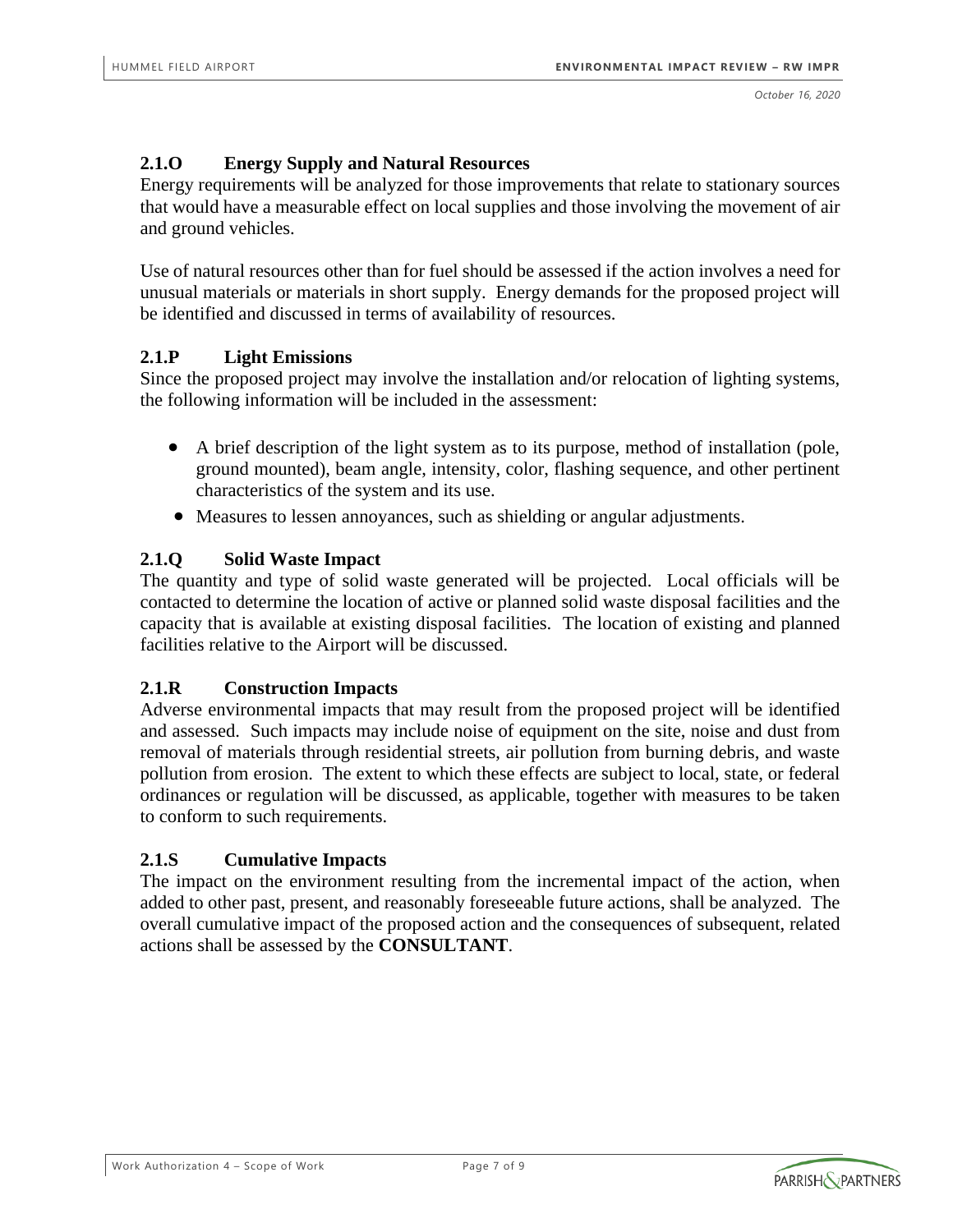### 2.1.O Energy Supply and Natural Resources

Energy requirements will be analyzed for those improvements that relate to stationary sources that would have a measurable effect on local supplies and those involving the movement of air and ground vehicles.

Use of natural resources other than for fuel should be assessed if the action involves a need for unusual materials or materials in short supply. Energy demands for the proposed project will be identified and discussed in terms of availability of resources.

### 2.1.P Light Emissions

Since the proposed project may involve the installation and/or relocation of lighting systems, the following information will be included in the assessment:

- A brief description of the light system as to its purpose, method of installation (pole, ground mounted), beam angle, intensity, color, flashing sequence, and other pertinent characteristics of the system and its use.
- Measures to lessen annoyances, such as shielding or angular adjustments.

### 2.1.Q Solid Waste Impact

The quantity and type of solid waste generated will be projected. Local officials will be contacted to determine the location of active or planned solid waste disposal facilities and the capacity that is available at existing disposal facilities. The location of existing and planned facilities relative to the Airport will be discussed.

### 2.1.R Construction Impacts

Adverse environmental impacts that may result from the proposed project will be identified and assessed. Such impacts may include noise of equipment on the site, noise and dust from removal of materials through residential streets, air pollution from burning debris, and waste pollution from erosion. The extent to which these effects are subject to local, state, or federal ordinances or regulation will be discussed, as applicable, together with measures to be taken to conform to such requirements.

### 2.1.S Cumulative Impacts

The impact on the environment resulting from the incremental impact of the action, when added to other past, present, and reasonably foreseeable future actions, shall be analyzed. The overall cumulative impact of the proposed action and the consequences of subsequent, related actions shall be assessed by the **CONSULTANT**.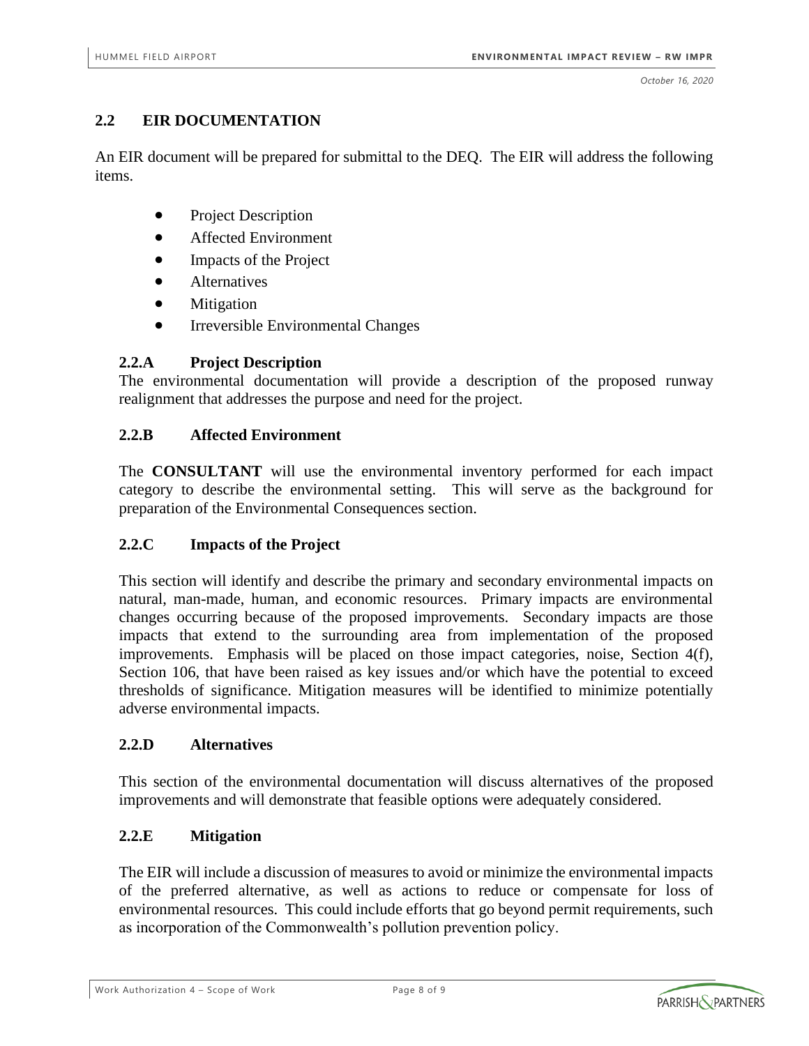## 2.2 EIR DOCUMENTATION

An EIR document will be prepared for submittal to the DEQ. The EIR will address the following items.

- Project Description
- Affected Environment
- Impacts of the Project
- Alternatives
- Mitigation
- Irreversible Environmental Changes

### 2.2.A Project Description

The environmental documentation will provide a description of the proposed runway realignment that addresses the purpose and need for the project.

### 2.2.B Affected Environment

The **CONSULTANT** will use the environmental inventory performed for each impact category to describe the environmental setting. This will serve as the background for preparation of the Environmental Consequences section.

### 2.2.C Impacts of the Project

This section will identify and describe the primary and secondary environmental impacts on natural, man-made, human, and economic resources. Primary impacts are environmental changes occurring because of the proposed improvements. Secondary impacts are those impacts that extend to the surrounding area from implementation of the proposed improvements. Emphasis will be placed on those impact categories, noise, Section 4(f), Section 106, that have been raised as key issues and/or which have the potential to exceed thresholds of significance. Mitigation measures will be identified to minimize potentially adverse environmental impacts.

### 2.2.D Alternatives

This section of the environmental documentation will discuss alternatives of the proposed improvements and will demonstrate that feasible options were adequately considered.

### 2.2.E Mitigation

The EIR will include a discussion of measures to avoid or minimize the environmental impacts of the preferred alternative, as well as actions to reduce or compensate for loss of environmental resources. This could include efforts that go beyond permit requirements, such as incorporation of the Commonwealth's pollution prevention policy.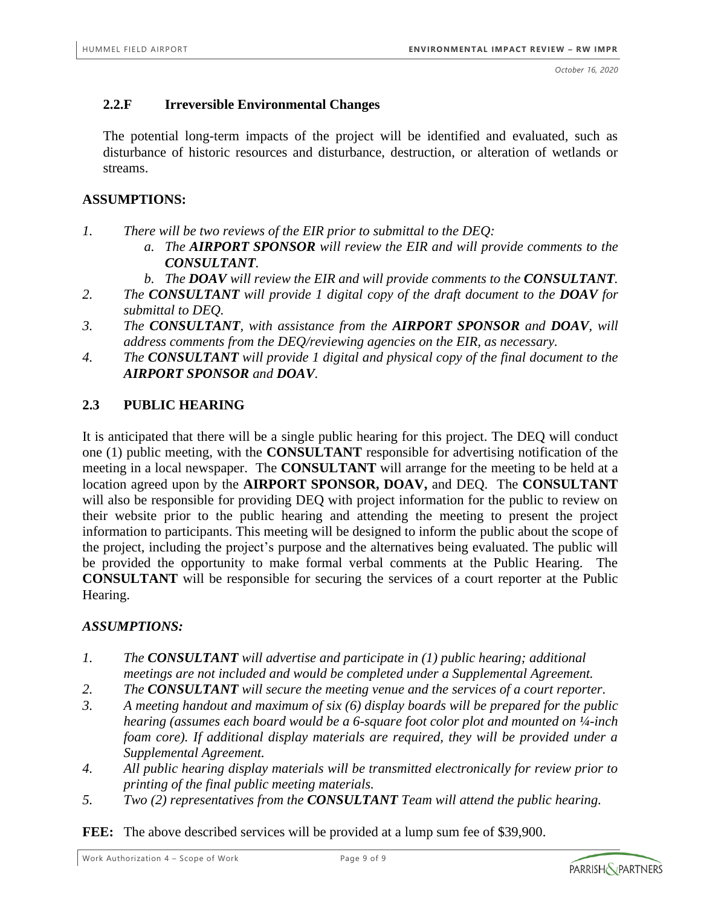### 2.2.F Irreversible Environmental Changes

The potential long-term impacts of the project will be identified and evaluated, such as disturbance of historic resources and disturbance, destruction, or alteration of wetlands or streams.

**ASSUMPTIONS:**

1. *There will be two reviews of the EIR prior to submittal to the DEQ:*
   a. *The **AIRPORT SPONSOR** will review the EIR and will provide comments to the **CONSULTANT**.*
   b. *The **DOAV** will review the EIR and will provide comments to the **CONSULTANT**.*
2. *The **CONSULTANT** will provide 1 digital copy of the draft document to the **DOAV** for submittal to DEQ.*
3. *The **CONSULTANT**, with assistance from the **AIRPORT SPONSOR** and **DOAV**, will address comments from the DEQ/reviewing agencies on the EIR, as necessary.*
4. *The **CONSULTANT** will provide 1 digital and physical copy of the final document to the **AIRPORT SPONSOR** and **DOAV**.*

## 2.3 PUBLIC HEARING

It is anticipated that there will be a single public hearing for this project. The DEQ will conduct one (1) public meeting, with the **CONSULTANT** responsible for advertising notification of the meeting in a local newspaper. The **CONSULTANT** will arrange for the meeting to be held at a location agreed upon by the **AIRPORT SPONSOR, DOAV,** and DEQ. The **CONSULTANT** will also be responsible for providing DEQ with project information for the public to review on their website prior to the public hearing and attending the meeting to present the project information to participants. This meeting will be designed to inform the public about the scope of the project, including the project's purpose and the alternatives being evaluated. The public will be provided the opportunity to make formal verbal comments at the Public Hearing. The **CONSULTANT** will be responsible for securing the services of a court reporter at the Public Hearing.

***ASSUMPTIONS:***

1. *The **CONSULTANT** will advertise and participate in (1) public hearing; additional meetings are not included and would be completed under a Supplemental Agreement.*
2. *The **CONSULTANT** will secure the meeting venue and the services of a court reporter.*
3. *A meeting handout and maximum of six (6) display boards will be prepared for the public hearing (assumes each board would be a 6-square foot color plot and mounted on ¼-inch foam core). If additional display materials are required, they will be provided under a Supplemental Agreement.*
4. *All public hearing display materials will be transmitted electronically for review prior to printing of the final public meeting materials.*
5. *Two (2) representatives from the **CONSULTANT** Team will attend the public hearing.*

**FEE:** The above described services will be provided at a lump sum fee of $39,900.